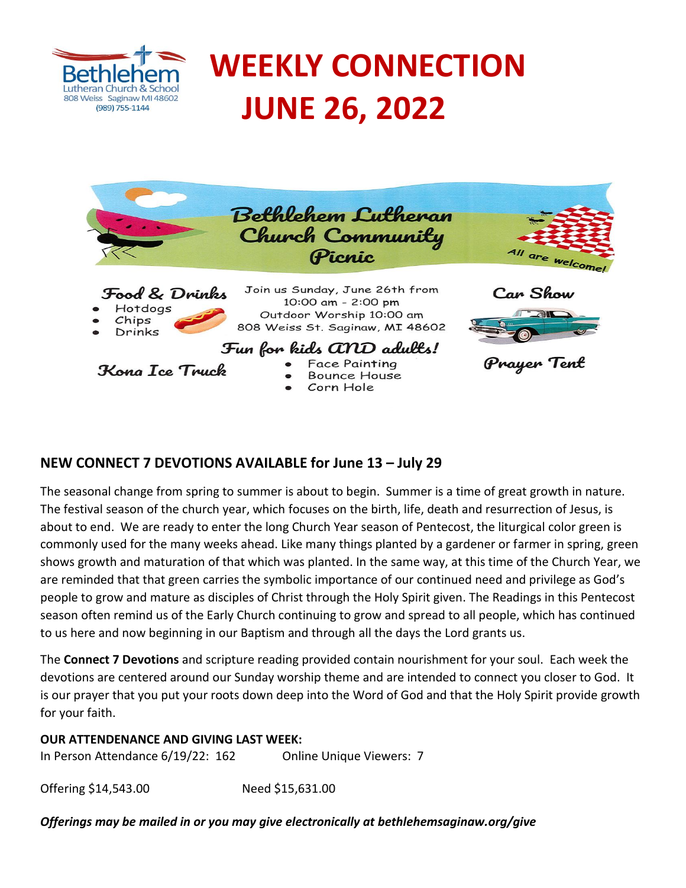Bethlehem
Lutheran Church & School
808 Weiss Saginaw MI 48602
(989) 755-1144

# WEEKLY CONNECTION
# JUNE 26, 2022

## Bethlehem Lutheran Church Community Picnic

All are welcome!

**Food & Drinks**

- Hotdogs
- Chips
- Drinks

Join us Sunday, June 26th from 10:00 am - 2:00 pm
Outdoor Worship 10:00 am
808 Weiss St. Saginaw, MI 48602

**Car Show**

**Fun for kids AND adults!**

- Face Painting
- Bounce House
- Corn Hole

**Kona Ice Truck**

**Prayer Tent**

## NEW CONNECT 7 DEVOTIONS AVAILABLE for June 13 – July 29

The seasonal change from spring to summer is about to begin. Summer is a time of great growth in nature. The festival season of the church year, which focuses on the birth, life, death and resurrection of Jesus, is about to end. We are ready to enter the long Church Year season of Pentecost, the liturgical color green is commonly used for the many weeks ahead. Like many things planted by a gardener or farmer in spring, green shows growth and maturation of that which was planted. In the same way, at this time of the Church Year, we are reminded that that green carries the symbolic importance of our continued need and privilege as God's people to grow and mature as disciples of Christ through the Holy Spirit given. The Readings in this Pentecost season often remind us of the Early Church continuing to grow and spread to all people, which has continued to us here and now beginning in our Baptism and through all the days the Lord grants us.

The **Connect 7 Devotions** and scripture reading provided contain nourishment for your soul. Each week the devotions are centered around our Sunday worship theme and are intended to connect you closer to God. It is our prayer that you put your roots down deep into the Word of God and that the Holy Spirit provide growth for your faith.

**OUR ATTENDENANCE AND GIVING LAST WEEK:**

In Person Attendance 6/19/22: 162 Online Unique Viewers: 7

Offering $14,543.00 Need $15,631.00

***Offerings may be mailed in or you may give electronically at bethlehemsaginaw.org/give***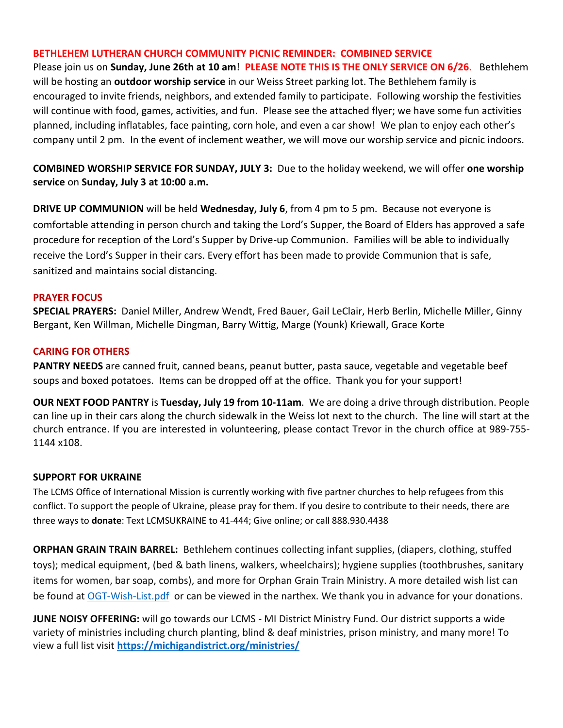**BETHLEHEM LUTHERAN CHURCH COMMUNITY PICNIC REMINDER: COMBINED SERVICE**

Please join us on **Sunday, June 26th at 10 am**! **PLEASE NOTE THIS IS THE ONLY SERVICE ON 6/26**. Bethlehem will be hosting an **outdoor worship service** in our Weiss Street parking lot. The Bethlehem family is encouraged to invite friends, neighbors, and extended family to participate. Following worship the festivities will continue with food, games, activities, and fun. Please see the attached flyer; we have some fun activities planned, including inflatables, face painting, corn hole, and even a car show! We plan to enjoy each other's company until 2 pm. In the event of inclement weather, we will move our worship service and picnic indoors.

**COMBINED WORSHIP SERVICE FOR SUNDAY, JULY 3:** Due to the holiday weekend, we will offer **one worship service** on **Sunday, July 3 at 10:00 a.m.**

**DRIVE UP COMMUNION** will be held **Wednesday, July 6**, from 4 pm to 5 pm. Because not everyone is comfortable attending in person church and taking the Lord's Supper, the Board of Elders has approved a safe procedure for reception of the Lord's Supper by Drive-up Communion. Families will be able to individually receive the Lord's Supper in their cars. Every effort has been made to provide Communion that is safe, sanitized and maintains social distancing.

**PRAYER FOCUS**

**SPECIAL PRAYERS:** Daniel Miller, Andrew Wendt, Fred Bauer, Gail LeClair, Herb Berlin, Michelle Miller, Ginny Bergant, Ken Willman, Michelle Dingman, Barry Wittig, Marge (Younk) Kriewall, Grace Korte

**CARING FOR OTHERS**

**PANTRY NEEDS** are canned fruit, canned beans, peanut butter, pasta sauce, vegetable and vegetable beef soups and boxed potatoes. Items can be dropped off at the office. Thank you for your support!

**OUR NEXT FOOD PANTRY** is **Tuesday, July 19 from 10-11am**. We are doing a drive through distribution. People can line up in their cars along the church sidewalk in the Weiss lot next to the church. The line will start at the church entrance. If you are interested in volunteering, please contact Trevor in the church office at 989-755-1144 x108.

**SUPPORT FOR UKRAINE**

The LCMS Office of International Mission is currently working with five partner churches to help refugees from this conflict. To support the people of Ukraine, please pray for them. If you desire to contribute to their needs, there are three ways to **donate**: Text LCMSUKRAINE to 41-444; Give online; or call 888.930.4438

**ORPHAN GRAIN TRAIN BARREL:** Bethlehem continues collecting infant supplies, (diapers, clothing, stuffed toys); medical equipment, (bed & bath linens, walkers, wheelchairs); hygiene supplies (toothbrushes, sanitary items for women, bar soap, combs), and more for Orphan Grain Train Ministry. A more detailed wish list can be found at OGT-Wish-List.pdf or can be viewed in the narthex. We thank you in advance for your donations.

**JUNE NOISY OFFERING:** will go towards our LCMS - MI District Ministry Fund. Our district supports a wide variety of ministries including church planting, blind & deaf ministries, prison ministry, and many more! To view a full list visit **https://michigandistrict.org/ministries/**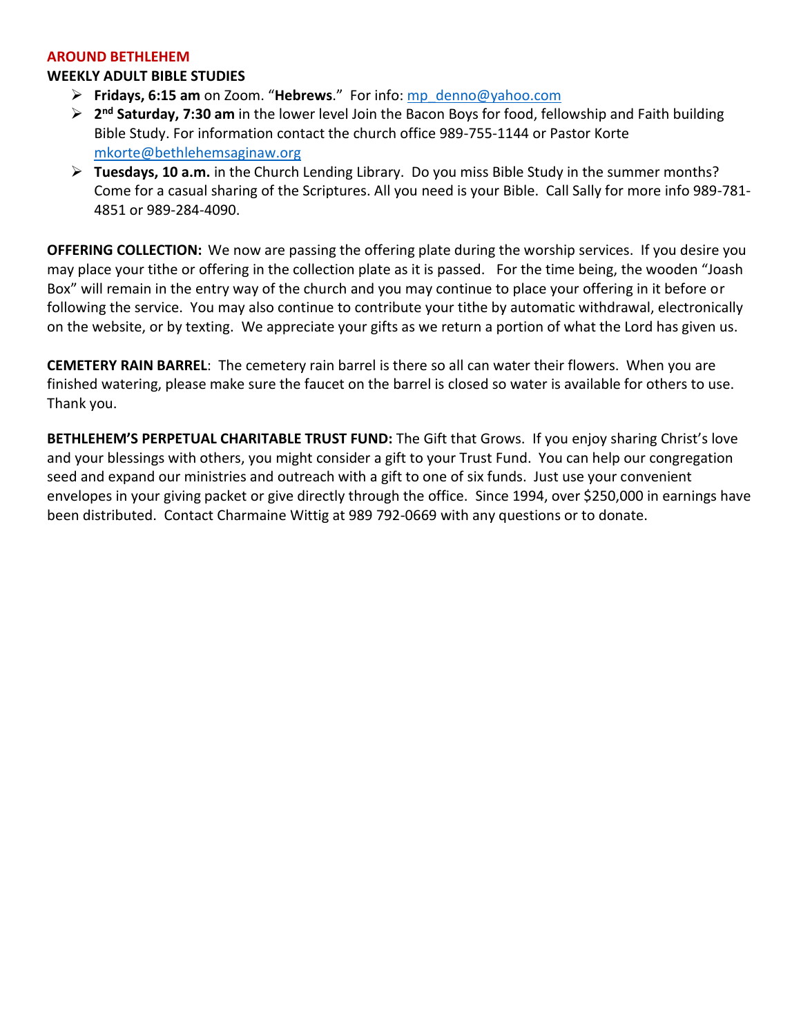## AROUND BETHLEHEM

**WEEKLY ADULT BIBLE STUDIES**

- **Fridays, 6:15 am** on Zoom. "**Hebrews**." For info: mp_denno@yahoo.com
- **2nd Saturday, 7:30 am** in the lower level Join the Bacon Boys for food, fellowship and Faith building Bible Study. For information contact the church office 989-755-1144 or Pastor Korte mkorte@bethlehemsaginaw.org
- **Tuesdays, 10 a.m.** in the Church Lending Library. Do you miss Bible Study in the summer months? Come for a casual sharing of the Scriptures. All you need is your Bible. Call Sally for more info 989-781-4851 or 989-284-4090.

**OFFERING COLLECTION:** We now are passing the offering plate during the worship services. If you desire you may place your tithe or offering in the collection plate as it is passed. For the time being, the wooden "Joash Box" will remain in the entry way of the church and you may continue to place your offering in it before or following the service. You may also continue to contribute your tithe by automatic withdrawal, electronically on the website, or by texting. We appreciate your gifts as we return a portion of what the Lord has given us.

**CEMETERY RAIN BARREL**: The cemetery rain barrel is there so all can water their flowers. When you are finished watering, please make sure the faucet on the barrel is closed so water is available for others to use. Thank you.

**BETHLEHEM'S PERPETUAL CHARITABLE TRUST FUND:** The Gift that Grows. If you enjoy sharing Christ's love and your blessings with others, you might consider a gift to your Trust Fund. You can help our congregation seed and expand our ministries and outreach with a gift to one of six funds. Just use your convenient envelopes in your giving packet or give directly through the office. Since 1994, over $250,000 in earnings have been distributed. Contact Charmaine Wittig at 989 792-0669 with any questions or to donate.